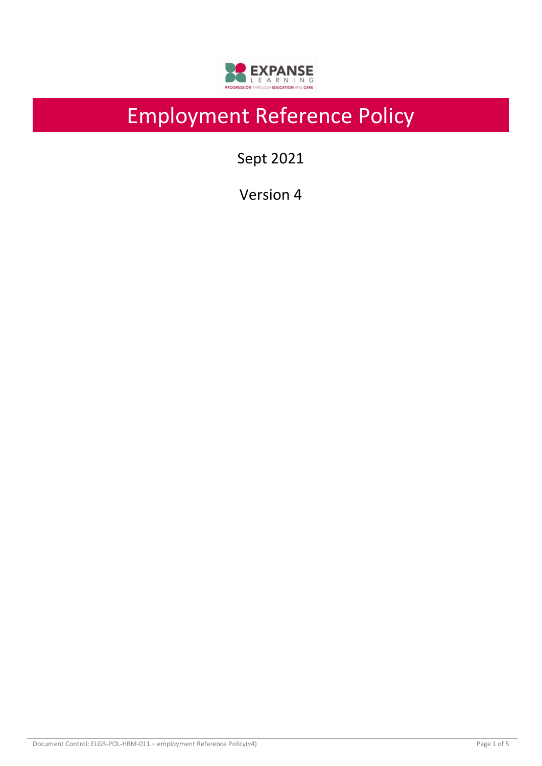# Employment Reference Policy

Sept 2021

Version 4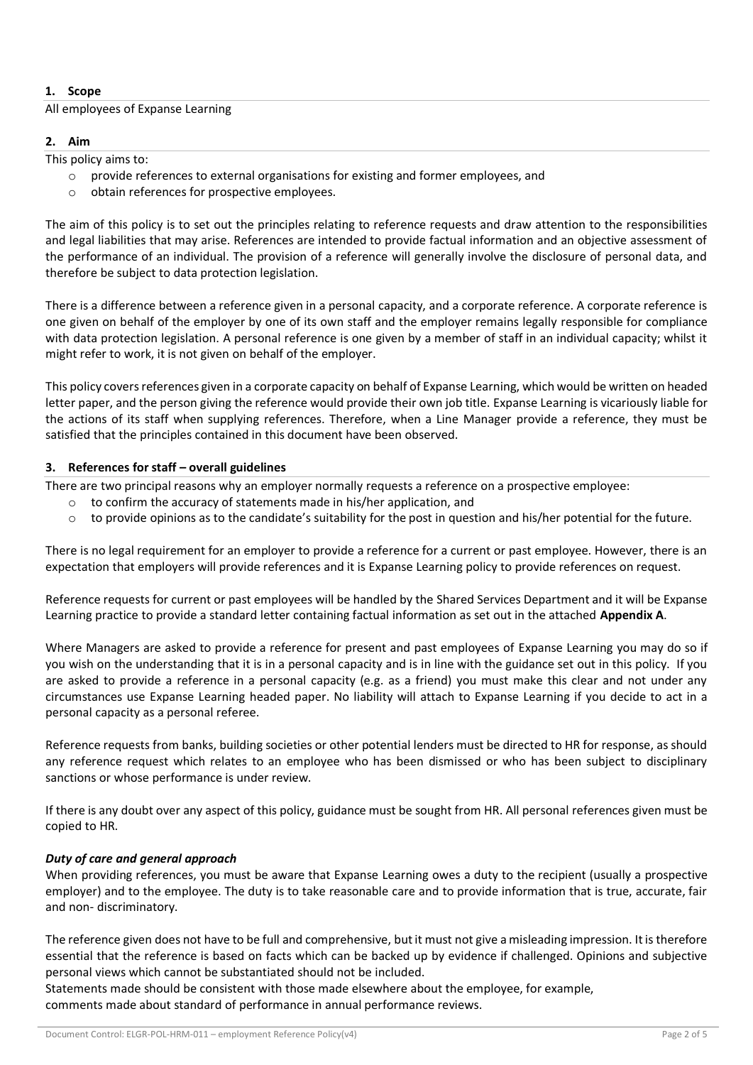## 1. Scope

All employees of Expanse Learning

## 2. Aim

This policy aims to:

- provide references to external organisations for existing and former employees, and
- obtain references for prospective employees.

The aim of this policy is to set out the principles relating to reference requests and draw attention to the responsibilities and legal liabilities that may arise. References are intended to provide factual information and an objective assessment of the performance of an individual. The provision of a reference will generally involve the disclosure of personal data, and therefore be subject to data protection legislation.

There is a difference between a reference given in a personal capacity, and a corporate reference. A corporate reference is one given on behalf of the employer by one of its own staff and the employer remains legally responsible for compliance with data protection legislation. A personal reference is one given by a member of staff in an individual capacity; whilst it might refer to work, it is not given on behalf of the employer.

This policy covers references given in a corporate capacity on behalf of Expanse Learning, which would be written on headed letter paper, and the person giving the reference would provide their own job title. Expanse Learning is vicariously liable for the actions of its staff when supplying references. Therefore, when a Line Manager provide a reference, they must be satisfied that the principles contained in this document have been observed.

## 3. References for staff – overall guidelines

There are two principal reasons why an employer normally requests a reference on a prospective employee:

- to confirm the accuracy of statements made in his/her application, and
- to provide opinions as to the candidate's suitability for the post in question and his/her potential for the future.

There is no legal requirement for an employer to provide a reference for a current or past employee. However, there is an expectation that employers will provide references and it is Expanse Learning policy to provide references on request.

Reference requests for current or past employees will be handled by the Shared Services Department and it will be Expanse Learning practice to provide a standard letter containing factual information as set out in the attached **Appendix A**.

Where Managers are asked to provide a reference for present and past employees of Expanse Learning you may do so if you wish on the understanding that it is in a personal capacity and is in line with the guidance set out in this policy. If you are asked to provide a reference in a personal capacity (e.g. as a friend) you must make this clear and not under any circumstances use Expanse Learning headed paper. No liability will attach to Expanse Learning if you decide to act in a personal capacity as a personal referee.

Reference requests from banks, building societies or other potential lenders must be directed to HR for response, as should any reference request which relates to an employee who has been dismissed or who has been subject to disciplinary sanctions or whose performance is under review.

If there is any doubt over any aspect of this policy, guidance must be sought from HR. All personal references given must be copied to HR.

### *Duty of care and general approach*

When providing references, you must be aware that Expanse Learning owes a duty to the recipient (usually a prospective employer) and to the employee. The duty is to take reasonable care and to provide information that is true, accurate, fair and non- discriminatory.

The reference given does not have to be full and comprehensive, but it must not give a misleading impression. It is therefore essential that the reference is based on facts which can be backed up by evidence if challenged. Opinions and subjective personal views which cannot be substantiated should not be included.

Statements made should be consistent with those made elsewhere about the employee, for example, comments made about standard of performance in annual performance reviews.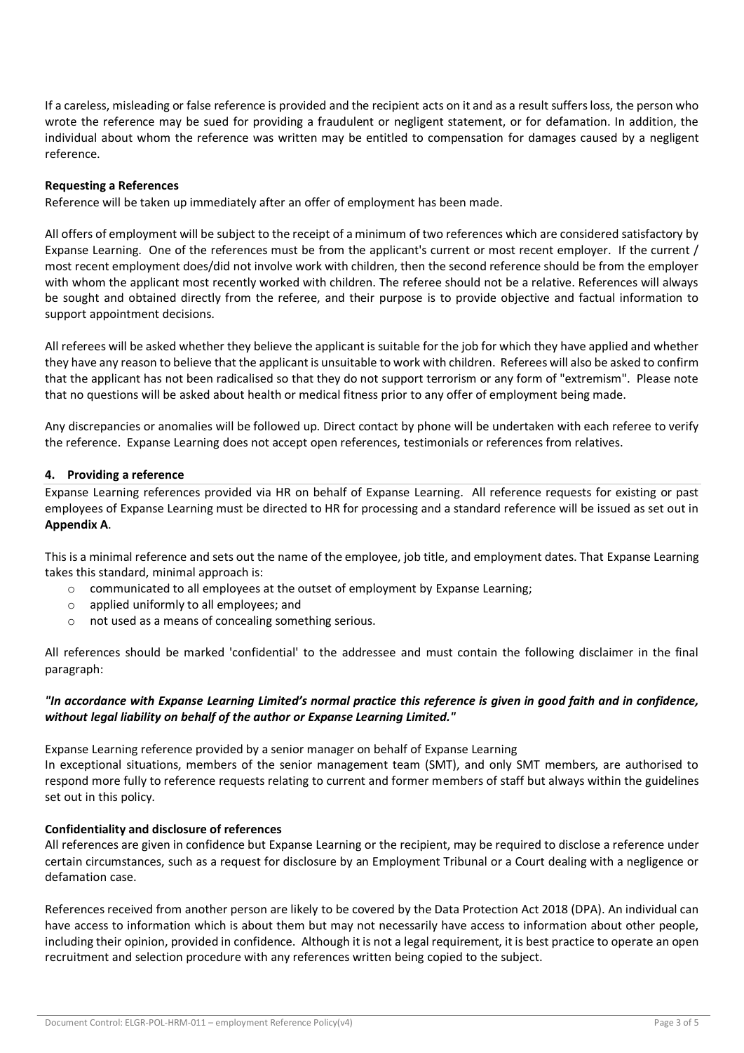If a careless, misleading or false reference is provided and the recipient acts on it and as a result suffers loss, the person who wrote the reference may be sued for providing a fraudulent or negligent statement, or for defamation. In addition, the individual about whom the reference was written may be entitled to compensation for damages caused by a negligent reference.

**Requesting a References**

Reference will be taken up immediately after an offer of employment has been made.

All offers of employment will be subject to the receipt of a minimum of two references which are considered satisfactory by Expanse Learning. One of the references must be from the applicant's current or most recent employer. If the current / most recent employment does/did not involve work with children, then the second reference should be from the employer with whom the applicant most recently worked with children. The referee should not be a relative. References will always be sought and obtained directly from the referee, and their purpose is to provide objective and factual information to support appointment decisions.

All referees will be asked whether they believe the applicant is suitable for the job for which they have applied and whether they have any reason to believe that the applicant is unsuitable to work with children. Referees will also be asked to confirm that the applicant has not been radicalised so that they do not support terrorism or any form of "extremism". Please note that no questions will be asked about health or medical fitness prior to any offer of employment being made.

Any discrepancies or anomalies will be followed up. Direct contact by phone will be undertaken with each referee to verify the reference. Expanse Learning does not accept open references, testimonials or references from relatives.

## 4. Providing a reference

Expanse Learning references provided via HR on behalf of Expanse Learning. All reference requests for existing or past employees of Expanse Learning must be directed to HR for processing and a standard reference will be issued as set out in **Appendix A**.

This is a minimal reference and sets out the name of the employee, job title, and employment dates. That Expanse Learning takes this standard, minimal approach is:

- communicated to all employees at the outset of employment by Expanse Learning;
- applied uniformly to all employees; and
- not used as a means of concealing something serious.

All references should be marked 'confidential' to the addressee and must contain the following disclaimer in the final paragraph:

***"In accordance with Expanse Learning Limited's normal practice this reference is given in good faith and in confidence, without legal liability on behalf of the author or Expanse Learning Limited."***

Expanse Learning reference provided by a senior manager on behalf of Expanse Learning

In exceptional situations, members of the senior management team (SMT), and only SMT members, are authorised to respond more fully to reference requests relating to current and former members of staff but always within the guidelines set out in this policy.

**Confidentiality and disclosure of references**

All references are given in confidence but Expanse Learning or the recipient, may be required to disclose a reference under certain circumstances, such as a request for disclosure by an Employment Tribunal or a Court dealing with a negligence or defamation case.

References received from another person are likely to be covered by the Data Protection Act 2018 (DPA). An individual can have access to information which is about them but may not necessarily have access to information about other people, including their opinion, provided in confidence. Although it is not a legal requirement, it is best practice to operate an open recruitment and selection procedure with any references written being copied to the subject.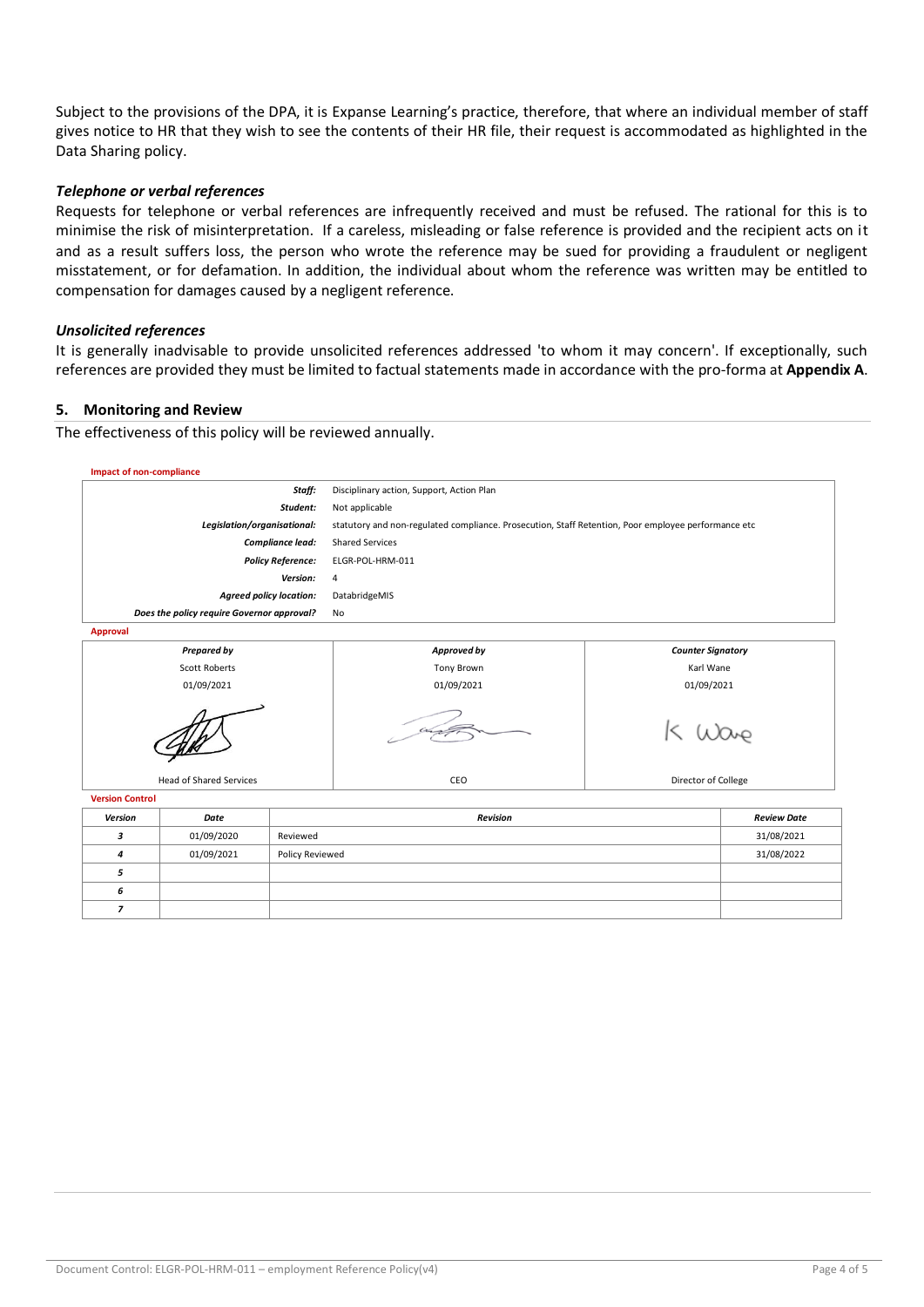Subject to the provisions of the DPA, it is Expanse Learning's practice, therefore, that where an individual member of staff gives notice to HR that they wish to see the contents of their HR file, their request is accommodated as highlighted in the Data Sharing policy.

### *Telephone or verbal references*

Requests for telephone or verbal references are infrequently received and must be refused. The rational for this is to minimise the risk of misinterpretation. If a careless, misleading or false reference is provided and the recipient acts on it and as a result suffers loss, the person who wrote the reference may be sued for providing a fraudulent or negligent misstatement, or for defamation. In addition, the individual about whom the reference was written may be entitled to compensation for damages caused by a negligent reference.

### *Unsolicited references*

It is generally inadvisable to provide unsolicited references addressed 'to whom it may concern'. If exceptionally, such references are provided they must be limited to factual statements made in accordance with the pro-forma at **Appendix A**.

## 5. Monitoring and Review

The effectiveness of this policy will be reviewed annually.

**Impact of non-compliance**

| | |
|---|---|
| ***Staff:*** | Disciplinary action, Support, Action Plan |
| ***Student:*** | Not applicable |
| ***Legislation/organisational:*** | statutory and non-regulated compliance. Prosecution, Staff Retention, Poor employee performance etc |
| ***Compliance lead:*** | Shared Services |
| ***Policy Reference:*** | ELGR-POL-HRM-011 |
| ***Version:*** | 4 |
| ***Agreed policy location:*** | DatabridgeMIS |
| ***Does the policy require Governor approval?*** | No |

**Approval**

| ***Prepared by*** | ***Approved by*** | ***Counter Signatory*** |
|---|---|---|
| Scott Roberts | Tony Brown | Karl Wane |
| 01/09/2021 | 01/09/2021 | 01/09/2021 |
| [signature] | [signature] | [signature] K Wane |
| Head of Shared Services | CEO | Director of College |

**Version Control**

| ***Version*** | ***Date*** | ***Revision*** | ***Review Date*** |
|---|---|---|---|
| ***3*** | 01/09/2020 | Reviewed | 31/08/2021 |
| ***4*** | 01/09/2021 | Policy Reviewed | 31/08/2022 |
| ***5*** | | | |
| ***6*** | | | |
| ***7*** | | | |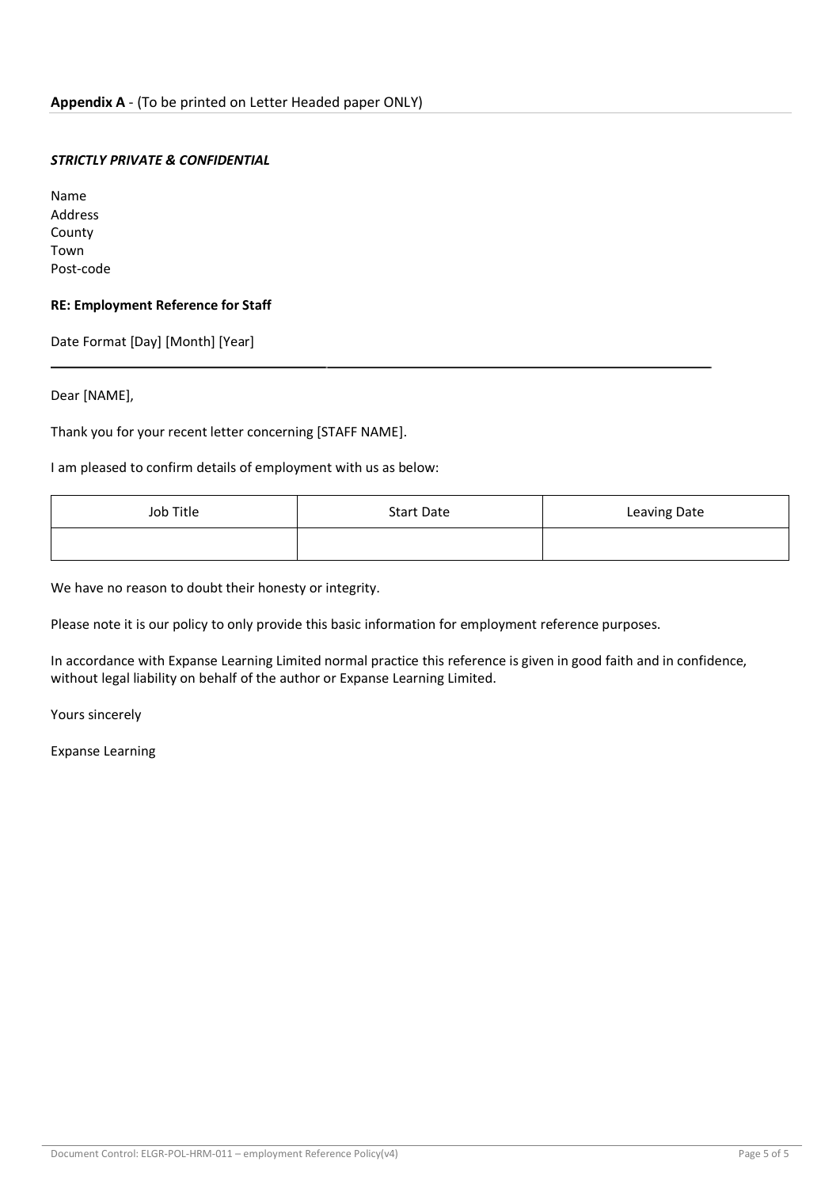**Appendix A** - (To be printed on Letter Headed paper ONLY)

***STRICTLY PRIVATE & CONFIDENTIAL***

Name
Address
County
Town
Post-code

**RE: Employment Reference for Staff**

Date Format [Day] [Month] [Year]

---

Dear [NAME],

Thank you for your recent letter concerning [STAFF NAME].

I am pleased to confirm details of employment with us as below:

| Job Title | Start Date | Leaving Date |
|---|---|---|
| | | |

We have no reason to doubt their honesty or integrity.

Please note it is our policy to only provide this basic information for employment reference purposes.

In accordance with Expanse Learning Limited normal practice this reference is given in good faith and in confidence, without legal liability on behalf of the author or Expanse Learning Limited.

Yours sincerely

Expanse Learning